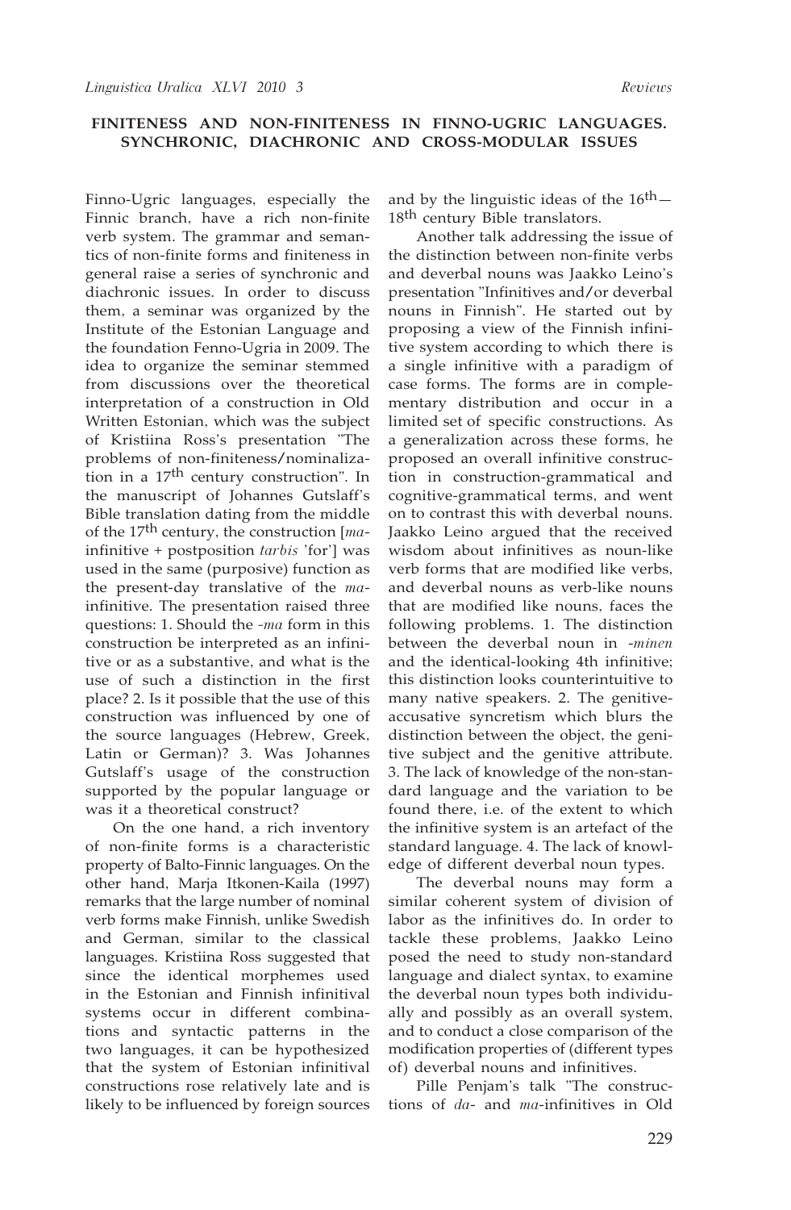## FINITENESS AND NON-FINITENESS IN FINNO-UGRIC LANGUAGES. SYNCHRONIC, DIACHRONIC AND CROSS-MODULAR ISSUES

Finno-Ugric languages, especially the Finnic branch, have a rich non-finite verb system. The grammar and semantics of non-finite forms and finiteness in general raise a series of synchronic and diachronic issues. In order to discuss them, a seminar was organized by the Institute of the Estonian Language and the foundation Fenno-Ugria in 2009. The idea to organize the seminar stemmed from discussions over the theoretical interpretation of a construction in Old Written Estonian, which was the subject of Kristiina Ross's presentation "The problems of non-finiteness/nominalization in a 17th century construction". In the manuscript of Johannes Gutslaff's Bible translation dating from the middle of the 17th century, the construction [*ma*-infinitive + postposition *tarbis* 'for'] was used in the same (purposive) function as the present-day translative of the *ma*-infinitive. The presentation raised three questions: 1. Should the *-ma* form in this construction be interpreted as an infinitive or as a substantive, and what is the use of such a distinction in the first place? 2. Is it possible that the use of this construction was influenced by one of the source languages (Hebrew, Greek, Latin or German)? 3. Was Johannes Gutslaff's usage of the construction supported by the popular language or was it a theoretical construct?

On the one hand, a rich inventory of non-finite forms is a characteristic property of Balto-Finnic languages. On the other hand, Marja Itkonen-Kaila (1997) remarks that the large number of nominal verb forms make Finnish, unlike Swedish and German, similar to the classical languages. Kristiina Ross suggested that since the identical morphemes used in the Estonian and Finnish infinitival systems occur in different combinations and syntactic patterns in the two languages, it can be hypothesized that the system of Estonian infinitival constructions rose relatively late and is likely to be influenced by foreign sources and by the linguistic ideas of the 16th—18th century Bible translators.

Another talk addressing the issue of the distinction between non-finite verbs and deverbal nouns was Jaakko Leino's presentation "Infinitives and/or deverbal nouns in Finnish". He started out by proposing a view of the Finnish infinitive system according to which there is a single infinitive with a paradigm of case forms. The forms are in complementary distribution and occur in a limited set of specific constructions. As a generalization across these forms, he proposed an overall infinitive construction in construction-grammatical and cognitive-grammatical terms, and went on to contrast this with deverbal nouns. Jaakko Leino argued that the received wisdom about infinitives as noun-like verb forms that are modified like verbs, and deverbal nouns as verb-like nouns that are modified like nouns, faces the following problems. 1. The distinction between the deverbal noun in *-minen* and the identical-looking 4th infinitive; this distinction looks counterintuitive to many native speakers. 2. The genitive-accusative syncretism which blurs the distinction between the object, the genitive subject and the genitive attribute. 3. The lack of knowledge of the non-standard language and the variation to be found there, i.e. of the extent to which the infinitive system is an artefact of the standard language. 4. The lack of knowledge of different deverbal noun types.

The deverbal nouns may form a similar coherent system of division of labor as the infinitives do. In order to tackle these problems, Jaakko Leino posed the need to study non-standard language and dialect syntax, to examine the deverbal noun types both individually and possibly as an overall system, and to conduct a close comparison of the modification properties of (different types of) deverbal nouns and infinitives.

Pille Penjam's talk "The constructions of *da*- and *ma*-infinitives in Old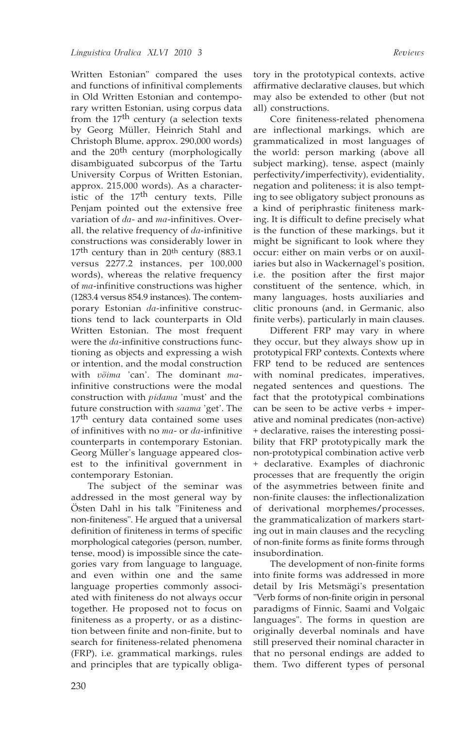Written Estonian" compared the uses and functions of infinitival complements in Old Written Estonian and contemporary written Estonian, using corpus data from the 17[th] century (a selection texts by Georg Müller, Heinrich Stahl and Christoph Blume, approx. 290,000 words) and the 20[th] century (morphologically disambiguated subcorpus of the Tartu University Corpus of Written Estonian, approx. 215,000 words). As a characteristic of the 17[th] century texts, Pille Penjam pointed out the extensive free variation of *da*- and *ma*-infinitives. Overall, the relative frequency of *da*-infinitive constructions was considerably lower in 17[th] century than in 20[th] century (883.1 versus 2277.2 instances, per 100,000 words), whereas the relative frequency of *ma*-infinitive constructions was higher (1283.4 versus 854.9 instances). The contemporary Estonian *da*-infinitive constructions tend to lack counterparts in Old Written Estonian. The most frequent were the *da*-infinitive constructions functioning as objects and expressing a wish or intention, and the modal construction with *võima* 'can'. The dominant *ma*-infinitive constructions were the modal construction with *pidama* 'must' and the future construction with *saama* 'get'. The 17[th] century data contained some uses of infinitives with no *ma*- or *da*-infinitive counterparts in contemporary Estonian. Georg Müller's language appeared closest to the infinitival government in contemporary Estonian.

The subject of the seminar was addressed in the most general way by Östen Dahl in his talk "Finiteness and non-finiteness". He argued that a universal definition of finiteness in terms of specific morphological categories (person, number, tense, mood) is impossible since the categories vary from language to language, and even within one and the same language properties commonly associated with finiteness do not always occur together. He proposed not to focus on finiteness as a property, or as a distinction between finite and non-finite, but to search for finiteness-related phenomena (FRP), i.e. grammatical markings, rules and principles that are typically obligatory in the prototypical contexts, active affirmative declarative clauses, but which may also be extended to other (but not all) constructions.

Core finiteness-related phenomena are inflectional markings, which are grammaticalized in most languages of the world: person marking (above all subject marking), tense, aspect (mainly perfectivity/imperfectivity), evidentiality, negation and politeness; it is also tempting to see obligatory subject pronouns as a kind of periphrastic finiteness marking. It is difficult to define precisely what is the function of these markings, but it might be significant to look where they occur: either on main verbs or on auxiliaries but also in Wackernagel's position, i.e. the position after the first major constituent of the sentence, which, in many languages, hosts auxiliaries and clitic pronouns (and, in Germanic, also finite verbs), particularly in main clauses.

Different FRP may vary in where they occur, but they always show up in prototypical FRP contexts. Contexts where FRP tend to be reduced are sentences with nominal predicates, imperatives, negated sentences and questions. The fact that the prototypical combinations can be seen to be active verbs + imperative and nominal predicates (non-active) + declarative, raises the interesting possibility that FRP prototypically mark the non-prototypical combination active verb + declarative. Examples of diachronic processes that are frequently the origin of the asymmetries between finite and non-finite clauses: the inflectionalization of derivational morphemes/processes, the grammaticalization of markers starting out in main clauses and the recycling of non-finite forms as finite forms through insubordination.

The development of non-finite forms into finite forms was addressed in more detail by Iris Metsmägi's presentation "Verb forms of non-finite origin in personal paradigms of Finnic, Saami and Volgaic languages". The forms in question are originally deverbal nominals and have still preserved their nominal character in that no personal endings are added to them. Two different types of personal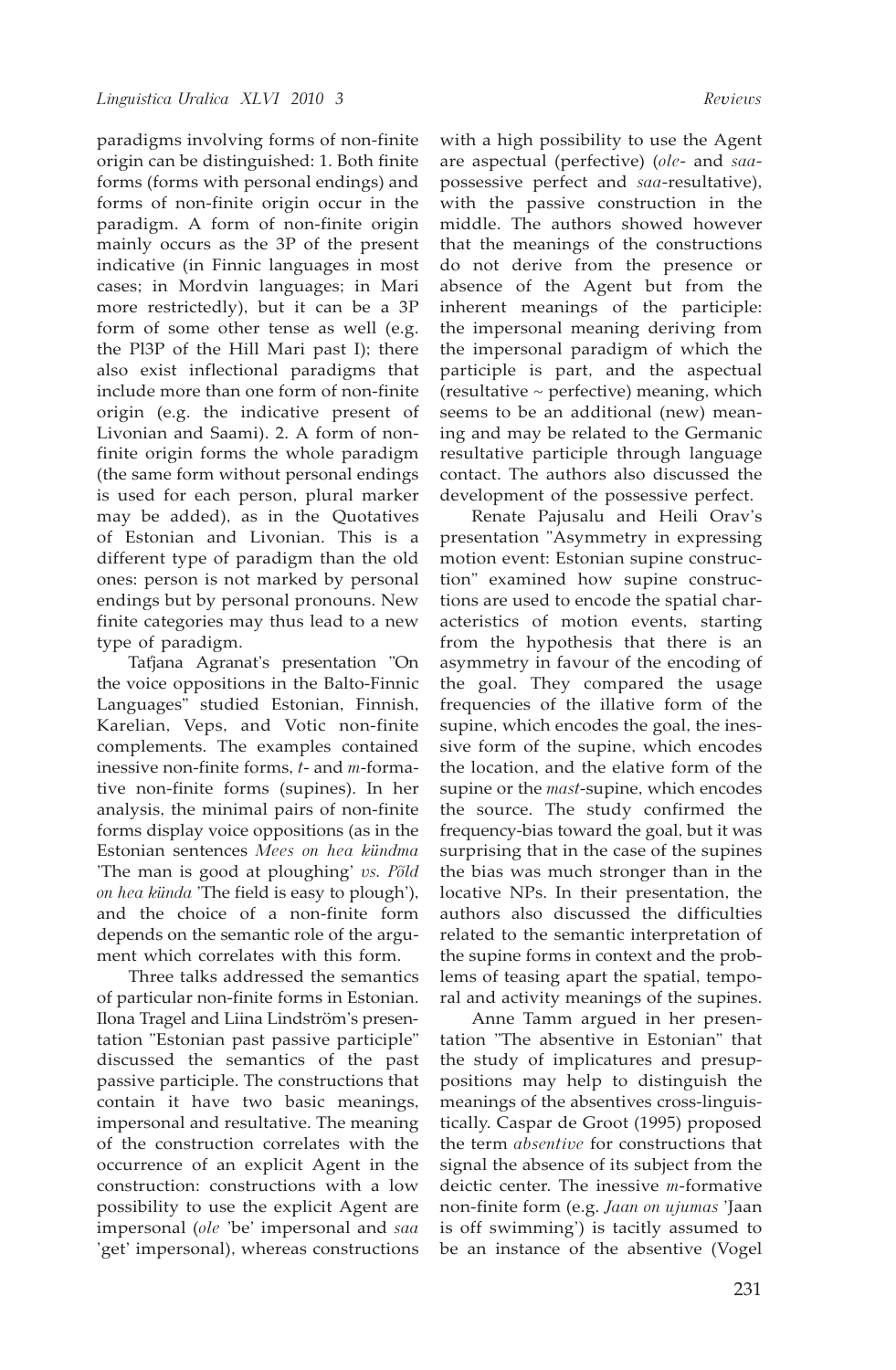paradigms involving forms of non-finite origin can be distinguished: 1. Both finite forms (forms with personal endings) and forms of non-finite origin occur in the paradigm. A form of non-finite origin mainly occurs as the 3P of the present indicative (in Finnic languages in most cases; in Mordvin languages; in Mari more restrictedly), but it can be a 3P form of some other tense as well (e.g. the Pl3P of the Hill Mari past I); there also exist inflectional paradigms that include more than one form of non-finite origin (e.g. the indicative present of Livonian and Saami). 2. A form of non-finite origin forms the whole paradigm (the same form without personal endings is used for each person, plural marker may be added), as in the Quotatives of Estonian and Livonian. This is a different type of paradigm than the old ones: person is not marked by personal endings but by personal pronouns. New finite categories may thus lead to a new type of paradigm.

Tat́jana Agranat's presentation "On the voice oppositions in the Balto-Finnic Languages" studied Estonian, Finnish, Karelian, Veps, and Votic non-finite complements. The examples contained inessive non-finite forms, *t*- and *m*-formative non-finite forms (supines). In her analysis, the minimal pairs of non-finite forms display voice oppositions (as in the Estonian sentences *Mees on hea kündma* 'The man is good at ploughing' *vs. Põld on hea künda* 'The field is easy to plough'), and the choice of a non-finite form depends on the semantic role of the argument which correlates with this form.

Three talks addressed the semantics of particular non-finite forms in Estonian. Ilona Tragel and Liina Lindström's presentation "Estonian past passive participle" discussed the semantics of the past passive participle. The constructions that contain it have two basic meanings, impersonal and resultative. The meaning of the construction correlates with the occurrence of an explicit Agent in the construction: constructions with a low possibility to use the explicit Agent are impersonal (*ole* 'be' impersonal and *saa* 'get' impersonal), whereas constructions with a high possibility to use the Agent are aspectual (perfective) (*ole*- and *saa*-possessive perfect and *saa*-resultative), with the passive construction in the middle. The authors showed however that the meanings of the constructions do not derive from the presence or absence of the Agent but from the inherent meanings of the participle: the impersonal meaning deriving from the impersonal paradigm of which the participle is part, and the aspectual (resultative ~ perfective) meaning, which seems to be an additional (new) meaning and may be related to the Germanic resultative participle through language contact. The authors also discussed the development of the possessive perfect.

Renate Pajusalu and Heili Orav's presentation "Asymmetry in expressing motion event: Estonian supine construction" examined how supine constructions are used to encode the spatial characteristics of motion events, starting from the hypothesis that there is an asymmetry in favour of the encoding of the goal. They compared the usage frequencies of the illative form of the supine, which encodes the goal, the inessive form of the supine, which encodes the location, and the elative form of the supine or the *mast*-supine, which encodes the source. The study confirmed the frequency-bias toward the goal, but it was surprising that in the case of the supines the bias was much stronger than in the locative NPs. In their presentation, the authors also discussed the difficulties related to the semantic interpretation of the supine forms in context and the problems of teasing apart the spatial, temporal and activity meanings of the supines.

Anne Tamm argued in her presentation "The absentive in Estonian" that the study of implicatures and presuppositions may help to distinguish the meanings of the absentives cross-linguistically. Caspar de Groot (1995) proposed the term *absentive* for constructions that signal the absence of its subject from the deictic center. The inessive *m*-formative non-finite form (e.g. *Jaan on ujumas* 'Jaan is off swimming') is tacitly assumed to be an instance of the absentive (Vogel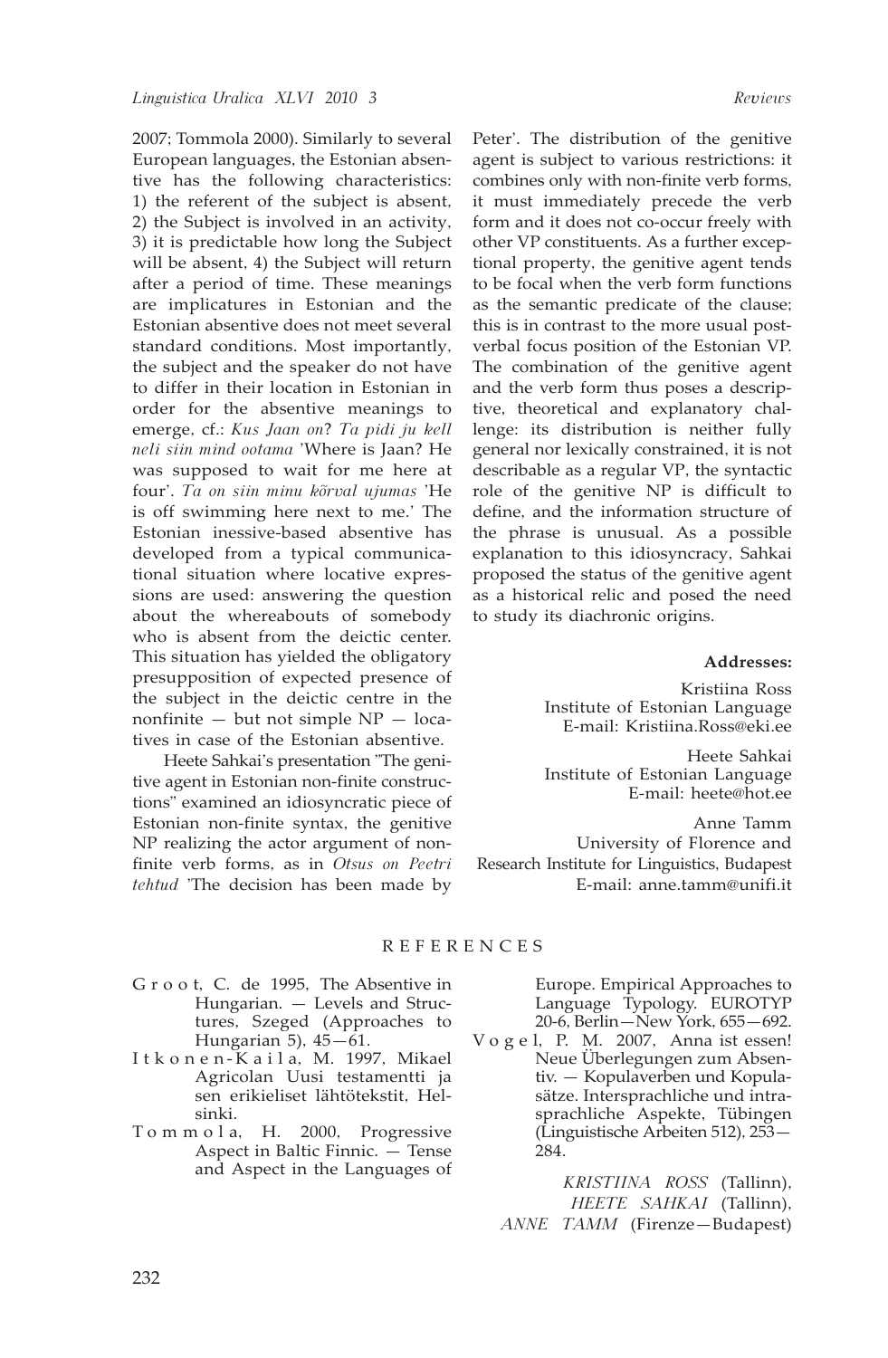2007; Tommola 2000). Similarly to several European languages, the Estonian absentive has the following characteristics: 1) the referent of the subject is absent, 2) the Subject is involved in an activity, 3) it is predictable how long the Subject will be absent, 4) the Subject will return after a period of time. These meanings are implicatures in Estonian and the Estonian absentive does not meet several standard conditions. Most importantly, the subject and the speaker do not have to differ in their location in Estonian in order for the absentive meanings to emerge, cf.: *Kus Jaan on*? *Ta pidi ju kell neli siin mind ootama* 'Where is Jaan? He was supposed to wait for me here at four'. *Ta on siin minu kõrval ujumas* 'He is off swimming here next to me.' The Estonian inessive-based absentive has developed from a typical communicational situation where locative expressions are used: answering the question about the whereabouts of somebody who is absent from the deictic center. This situation has yielded the obligatory presupposition of expected presence of the subject in the deictic centre in the nonfinite — but not simple NP — locatives in case of the Estonian absentive.

Heete Sahkai's presentation "The genitive agent in Estonian non-finite constructions" examined an idiosyncratic piece of Estonian non-finite syntax, the genitive NP realizing the actor argument of non-finite verb forms, as in *Otsus on Peetri tehtud* 'The decision has been made by Peter'. The distribution of the genitive agent is subject to various restrictions: it combines only with non-finite verb forms, it must immediately precede the verb form and it does not co-occur freely with other VP constituents. As a further exceptional property, the genitive agent tends to be focal when the verb form functions as the semantic predicate of the clause; this is in contrast to the more usual postverbal focus position of the Estonian VP. The combination of the genitive agent and the verb form thus poses a descriptive, theoretical and explanatory challenge: its distribution is neither fully general nor lexically constrained, it is not describable as a regular VP, the syntactic role of the genitive NP is difficult to define, and the information structure of the phrase is unusual. As a possible explanation to this idiosyncracy, Sahkai proposed the status of the genitive agent as a historical relic and posed the need to study its diachronic origins.

**Addresses:**

Kristiina Ross
Institute of Estonian Language
E-mail: Kristiina.Ross@eki.ee

Heete Sahkai
Institute of Estonian Language
E-mail: heete@hot.ee

Anne Tamm
University of Florence and
Research Institute for Linguistics, Budapest
E-mail: anne.tamm@unifi.it

## REFERENCES

Groot, C. de 1995, The Absentive in Hungarian. — Levels and Structures, Szeged (Approaches to Hungarian 5), 45—61.

Itkonen-Kaila, M. 1997, Mikael Agricolan Uusi testamentti ja sen erikieliset lähtötekstit, Helsinki.

Tommola, H. 2000, Progressive Aspect in Baltic Finnic. — Tense and Aspect in the Languages of Europe. Empirical Approaches to Language Typology. EUROTYP 20-6, Berlin—New York, 655—692.

Vogel, P. M. 2007, Anna ist essen! Neue Überlegungen zum Absentiv. — Kopulaverben und Kopulasätze. Intersprachliche und intrasprachliche Aspekte, Tübingen (Linguistische Arbeiten 512), 253—284.

*KRISTIINA ROSS* (Tallinn),
*HEETE SAHKAI* (Tallinn),
*ANNE TAMM* (Firenze—Budapest)